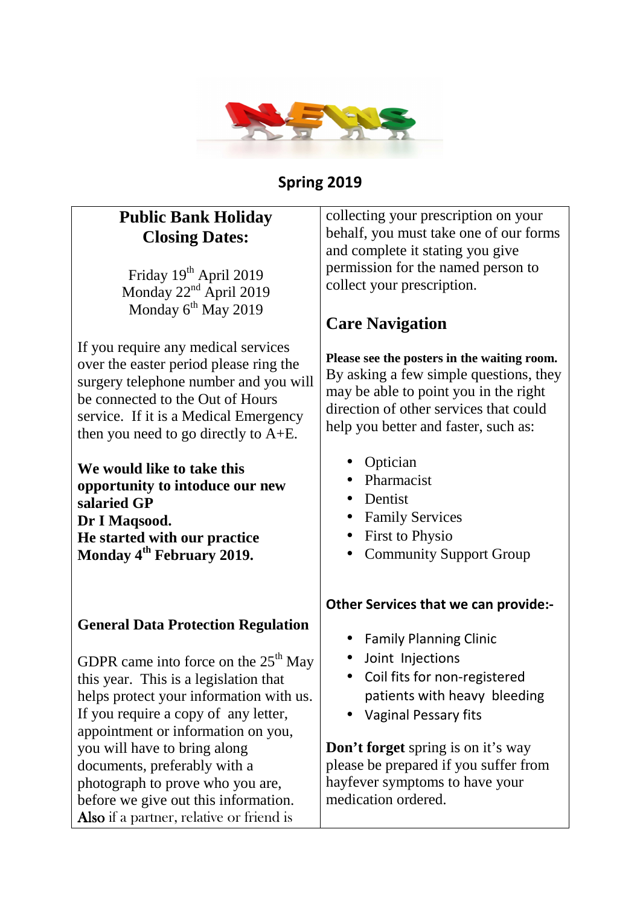# Spring 2019

## Public Bank Holiday Closing Dates:

Friday 19th April 2019
Monday 22nd April 2019
Monday 6th May 2019

If you require any medical services over the easter period please ring the surgery telephone number and you will be connected to the Out of Hours service. If it is a Medical Emergency then you need to go directly to A+E.

**We would like to take this opportunity to intoduce our new salaried GP**
**Dr I Maqsood.**
**He started with our practice Monday 4th February 2019.**

### General Data Protection Regulation

GDPR came into force on the 25th May this year. This is a legislation that helps protect your information with us. If you require a copy of any letter, appointment or information on you, you will have to bring along documents, preferably with a photograph to prove who you are, before we give out this information. **Also** if a partner, relative or friend is collecting your prescription on your behalf, you must take one of our forms and complete it stating you give permission for the named person to collect your prescription.

## Care Navigation

**Please see the posters in the waiting room.** By asking a few simple questions, they may be able to point you in the right direction of other services that could help you better and faster, such as:

- Optician
- Pharmacist
- Dentist
- Family Services
- First to Physio
- Community Support Group

**Other Services that we can provide:-**

- Family Planning Clinic
- Joint Injections
- Coil fits for non-registered patients with heavy bleeding
- Vaginal Pessary fits

**Don't forget** spring is on it's way please be prepared if you suffer from hayfever symptoms to have your medication ordered.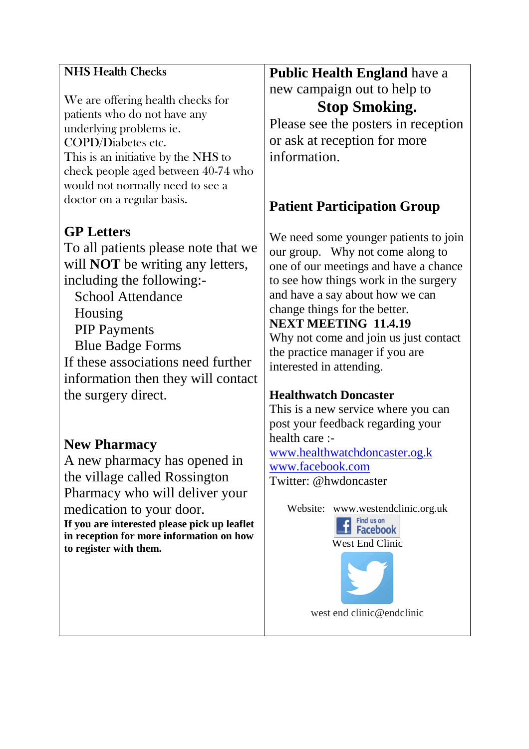## NHS Health Checks

We are offering health checks for patients who do not have any underlying problems ie. COPD/Diabetes etc.
This is an initiative by the NHS to check people aged between 40-74 who would not normally need to see a doctor on a regular basis.

## GP Letters

To all patients please note that we will **NOT** be writing any letters, including the following:-

- School Attendance
- Housing
- PIP Payments
- Blue Badge Forms

If these associations need further information then they will contact the surgery direct.

## New Pharmacy

A new pharmacy has opened in the village called Rossington Pharmacy who will deliver your medication to your door.

**If you are interested please pick up leaflet in reception for more information on how to register with them.**

**Public Health England** have a new campaign out to help to

**Stop Smoking.**

Please see the posters in reception or ask at reception for more information.

## Patient Participation Group

We need some younger patients to join our group. Why not come along to one of our meetings and have a chance to see how things work in the surgery and have a say about how we can change things for the better.

**NEXT MEETING 11.4.19**

Why not come and join us just contact the practice manager if you are interested in attending.

**Healthwatch Doncaster**

This is a new service where you can post your feedback regarding your health care :-

www.healthwatchdoncaster.og.k
www.facebook.com
Twitter: @hwdoncaster

Website: www.westendclinic.org.uk

Find us on Facebook

West End Clinic

west end clinic@endclinic